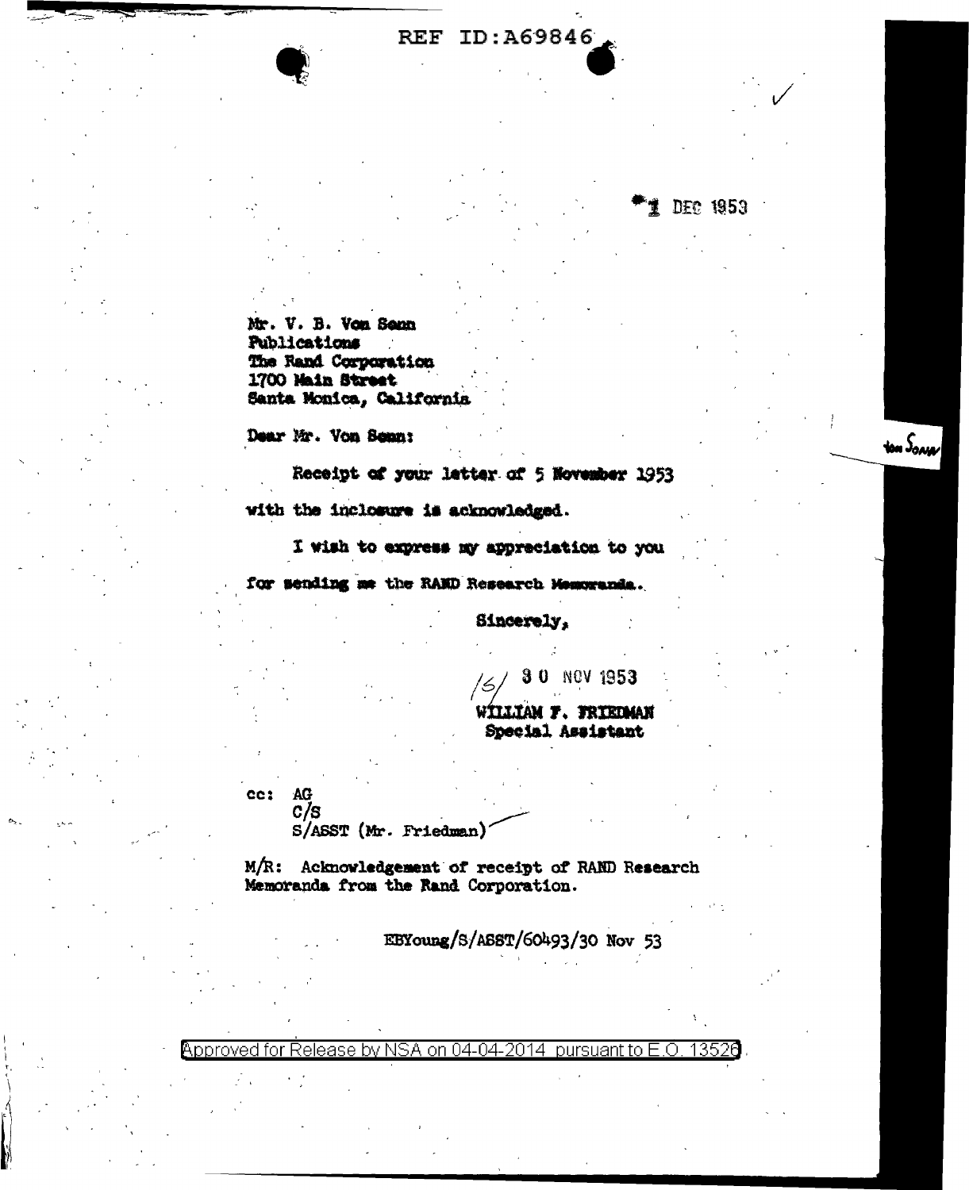REF ID:A69846

1 DEC 1953

Mr. V. B. Von Senn
Publications
The Rand Corporation
1700 Main Street
Santa Monica, California

Dear Mr. Von Senn:

Receipt of your letter of 5 November 1953 with the inclosure is acknowledged.

I wish to express my appreciation to you for sending me the RAND Research Memoranda.

Sincerely,

/S/ 30 NOV 1953
WILLIAM F. FRIEDMAN
Special Assistant

cc: AG
C/S
S/ASST (Mr. Friedman)

M/R: Acknowledgement of receipt of RAND Research Memoranda from the Rand Corporation.

EBYoung/S/ASST/60493/30 Nov 53

Approved for Release by NSA on 04-04-2014 pursuant to E.O. 13526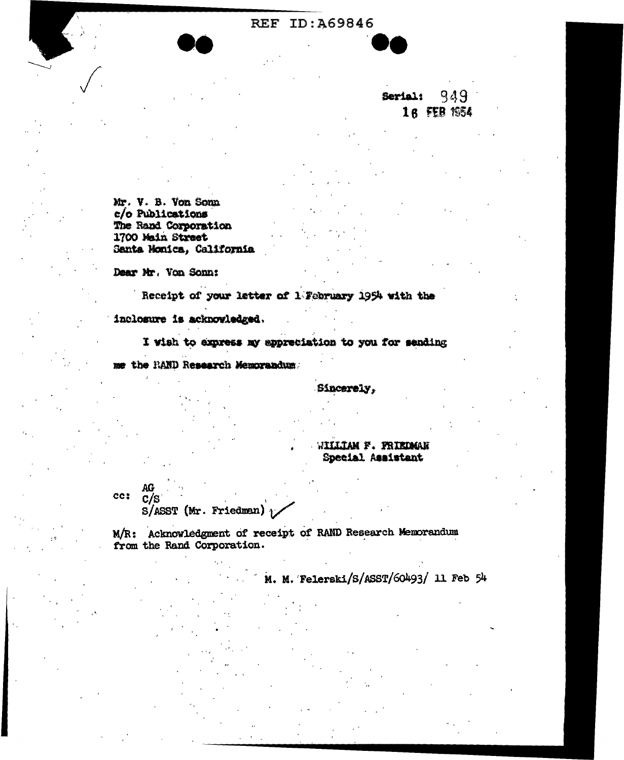REF ID:A69846

Serial: 949
16 FEB 1954

Mr. V. B. Von Sonn
c/o Publications
The Rand Corporation
1700 Main Street
Santa Monica, California

Dear Mr. Von Sonn:

Receipt of your letter of 1 February 1954 with the inclosure is acknowledged.

I wish to express my appreciation to you for sending me the RAND Research Memorandum.

Sincerely,

WILLIAM F. FRIEDMAN
Special Assistant

cc: AG
C/S
S/ASST (Mr. Friedman)

M/R: Acknowledgment of receipt of RAND Research Memorandum from the Rand Corporation.

M. M. Felerski/S/ASST/60493/ 11 Feb 54